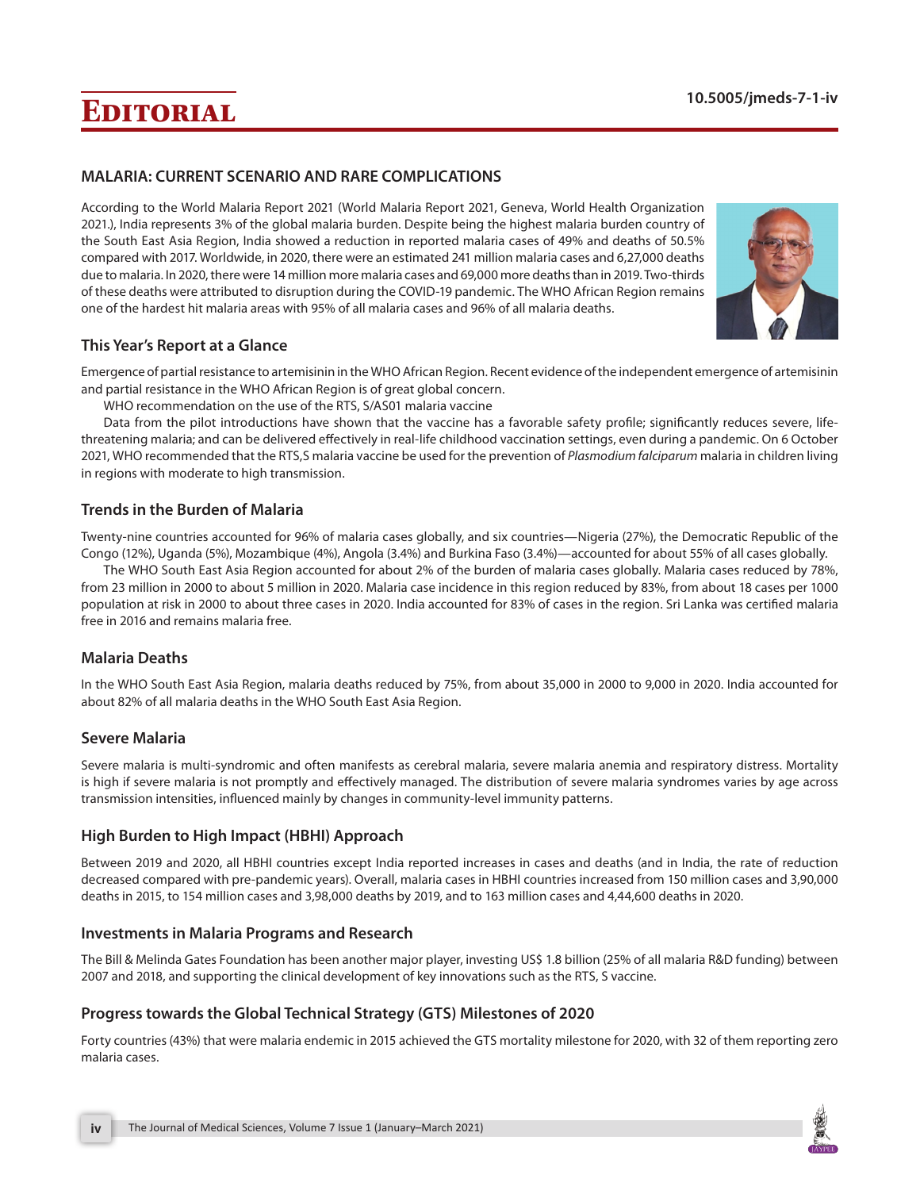# Editorial

10.5005/jmeds-7-1-iv

## MALARIA: CURRENT SCENARIO AND RARE COMPLICATIONS

According to the World Malaria Report 2021 (World Malaria Report 2021, Geneva, World Health Organization 2021.), India represents 3% of the global malaria burden. Despite being the highest malaria burden country of the South East Asia Region, India showed a reduction in reported malaria cases of 49% and deaths of 50.5% compared with 2017. Worldwide, in 2020, there were an estimated 241 million malaria cases and 6,27,000 deaths due to malaria. In 2020, there were 14 million more malaria cases and 69,000 more deaths than in 2019. Two-thirds of these deaths were attributed to disruption during the COVID-19 pandemic. The WHO African Region remains one of the hardest hit malaria areas with 95% of all malaria cases and 96% of all malaria deaths.

### This Year's Report at a Glance

Emergence of partial resistance to artemisinin in the WHO African Region. Recent evidence of the independent emergence of artemisinin and partial resistance in the WHO African Region is of great global concern.

WHO recommendation on the use of the RTS, S/AS01 malaria vaccine

Data from the pilot introductions have shown that the vaccine has a favorable safety profile; significantly reduces severe, life-threatening malaria; and can be delivered effectively in real-life childhood vaccination settings, even during a pandemic. On 6 October 2021, WHO recommended that the RTS,S malaria vaccine be used for the prevention of *Plasmodium falciparum* malaria in children living in regions with moderate to high transmission.

### Trends in the Burden of Malaria

Twenty-nine countries accounted for 96% of malaria cases globally, and six countries—Nigeria (27%), the Democratic Republic of the Congo (12%), Uganda (5%), Mozambique (4%), Angola (3.4%) and Burkina Faso (3.4%)—accounted for about 55% of all cases globally.

The WHO South East Asia Region accounted for about 2% of the burden of malaria cases globally. Malaria cases reduced by 78%, from 23 million in 2000 to about 5 million in 2020. Malaria case incidence in this region reduced by 83%, from about 18 cases per 1000 population at risk in 2000 to about three cases in 2020. India accounted for 83% of cases in the region. Sri Lanka was certified malaria free in 2016 and remains malaria free.

### Malaria Deaths

In the WHO South East Asia Region, malaria deaths reduced by 75%, from about 35,000 in 2000 to 9,000 in 2020. India accounted for about 82% of all malaria deaths in the WHO South East Asia Region.

### Severe Malaria

Severe malaria is multi-syndromic and often manifests as cerebral malaria, severe malaria anemia and respiratory distress. Mortality is high if severe malaria is not promptly and effectively managed. The distribution of severe malaria syndromes varies by age across transmission intensities, influenced mainly by changes in community-level immunity patterns.

### High Burden to High Impact (HBHI) Approach

Between 2019 and 2020, all HBHI countries except India reported increases in cases and deaths (and in India, the rate of reduction decreased compared with pre-pandemic years). Overall, malaria cases in HBHI countries increased from 150 million cases and 3,90,000 deaths in 2015, to 154 million cases and 3,98,000 deaths by 2019, and to 163 million cases and 4,44,600 deaths in 2020.

### Investments in Malaria Programs and Research

The Bill & Melinda Gates Foundation has been another major player, investing US$ 1.8 billion (25% of all malaria R&D funding) between 2007 and 2018, and supporting the clinical development of key innovations such as the RTS, S vaccine.

### Progress towards the Global Technical Strategy (GTS) Milestones of 2020

Forty countries (43%) that were malaria endemic in 2015 achieved the GTS mortality milestone for 2020, with 32 of them reporting zero malaria cases.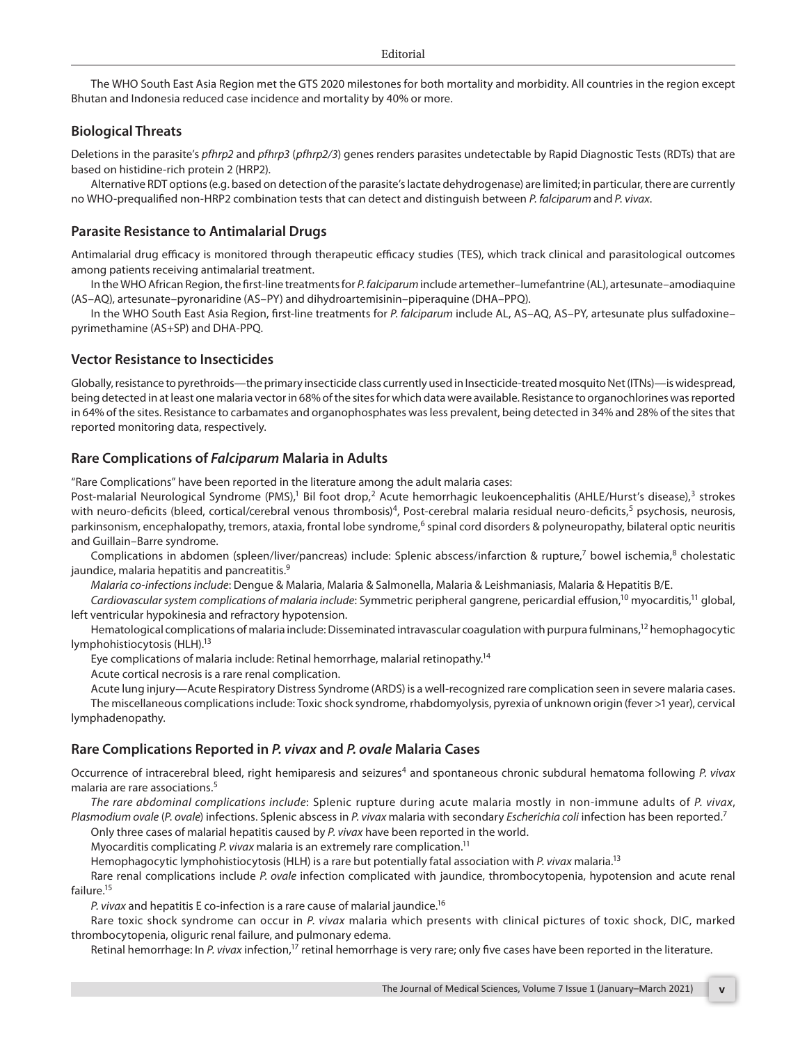The WHO South East Asia Region met the GTS 2020 milestones for both mortality and morbidity. All countries in the region except Bhutan and Indonesia reduced case incidence and mortality by 40% or more.

## Biological Threats

Deletions in the parasite's *pfhrp2* and *pfhrp3* (*pfhrp2/3*) genes renders parasites undetectable by Rapid Diagnostic Tests (RDTs) that are based on histidine-rich protein 2 (HRP2).

Alternative RDT options (e.g. based on detection of the parasite's lactate dehydrogenase) are limited; in particular, there are currently no WHO-prequalified non-HRP2 combination tests that can detect and distinguish between *P. falciparum* and *P. vivax*.

## Parasite Resistance to Antimalarial Drugs

Antimalarial drug efficacy is monitored through therapeutic efficacy studies (TES), which track clinical and parasitological outcomes among patients receiving antimalarial treatment.

In the WHO African Region, the first-line treatments for *P. falciparum* include artemether–lumefantrine (AL), artesunate–amodiaquine (AS–AQ), artesunate–pyronaridine (AS–PY) and dihydroartemisinin–piperaquine (DHA–PPQ).

In the WHO South East Asia Region, first-line treatments for *P. falciparum* include AL, AS–AQ, AS–PY, artesunate plus sulfadoxine–pyrimethamine (AS+SP) and DHA-PPQ.

## Vector Resistance to Insecticides

Globally, resistance to pyrethroids—the primary insecticide class currently used in Insecticide-treated mosquito Net (ITNs)—is widespread, being detected in at least one malaria vector in 68% of the sites for which data were available. Resistance to organochlorines was reported in 64% of the sites. Resistance to carbamates and organophosphates was less prevalent, being detected in 34% and 28% of the sites that reported monitoring data, respectively.

## Rare Complications of *Falciparum* Malaria in Adults

"Rare Complications" have been reported in the literature among the adult malaria cases:

Post-malarial Neurological Syndrome (PMS),[1] Bil foot drop,[2] Acute hemorrhagic leukoencephalitis (AHLE/Hurst's disease),[3] strokes with neuro-deficits (bleed, cortical/cerebral venous thrombosis)[4], Post-cerebral malaria residual neuro-deficits,[5] psychosis, neurosis, parkinsonism, encephalopathy, tremors, ataxia, frontal lobe syndrome,[6] spinal cord disorders & polyneuropathy, bilateral optic neuritis and Guillain–Barre syndrome.

Complications in abdomen (spleen/liver/pancreas) include: Splenic abscess/infarction & rupture,[7] bowel ischemia,[8] cholestatic jaundice, malaria hepatitis and pancreatitis.[9]

*Malaria co-infections include*: Dengue & Malaria, Malaria & Salmonella, Malaria & Leishmaniasis, Malaria & Hepatitis B/E.

*Cardiovascular system complications of malaria include*: Symmetric peripheral gangrene, pericardial effusion,[10] myocarditis,[11] global, left ventricular hypokinesia and refractory hypotension.

Hematological complications of malaria include: Disseminated intravascular coagulation with purpura fulminans,[12] hemophagocytic lymphohistiocytosis (HLH).[13]

Eye complications of malaria include: Retinal hemorrhage, malarial retinopathy.[14]

Acute cortical necrosis is a rare renal complication.

Acute lung injury—Acute Respiratory Distress Syndrome (ARDS) is a well-recognized rare complication seen in severe malaria cases.

The miscellaneous complications include: Toxic shock syndrome, rhabdomyolysis, pyrexia of unknown origin (fever >1 year), cervical lymphadenopathy.

## Rare Complications Reported in *P. vivax* and *P. ovale* Malaria Cases

Occurrence of intracerebral bleed, right hemiparesis and seizures[4] and spontaneous chronic subdural hematoma following *P. vivax* malaria are rare associations.[5]

*The rare abdominal complications include*: Splenic rupture during acute malaria mostly in non-immune adults of *P. vivax*, *Plasmodium ovale* (*P. ovale*) infections. Splenic abscess in *P. vivax* malaria with secondary *Escherichia coli* infection has been reported.[7]

Only three cases of malarial hepatitis caused by *P. vivax* have been reported in the world.

Myocarditis complicating *P. vivax* malaria is an extremely rare complication.[11]

Hemophagocytic lymphohistiocytosis (HLH) is a rare but potentially fatal association with *P. vivax* malaria.[13]

Rare renal complications include *P. ovale* infection complicated with jaundice, thrombocytopenia, hypotension and acute renal failure.[15]

*P. vivax* and hepatitis E co-infection is a rare cause of malarial jaundice.[16]

Rare toxic shock syndrome can occur in *P. vivax* malaria which presents with clinical pictures of toxic shock, DIC, marked thrombocytopenia, oliguric renal failure, and pulmonary edema.

Retinal hemorrhage: In *P. vivax* infection,[17] retinal hemorrhage is very rare; only five cases have been reported in the literature.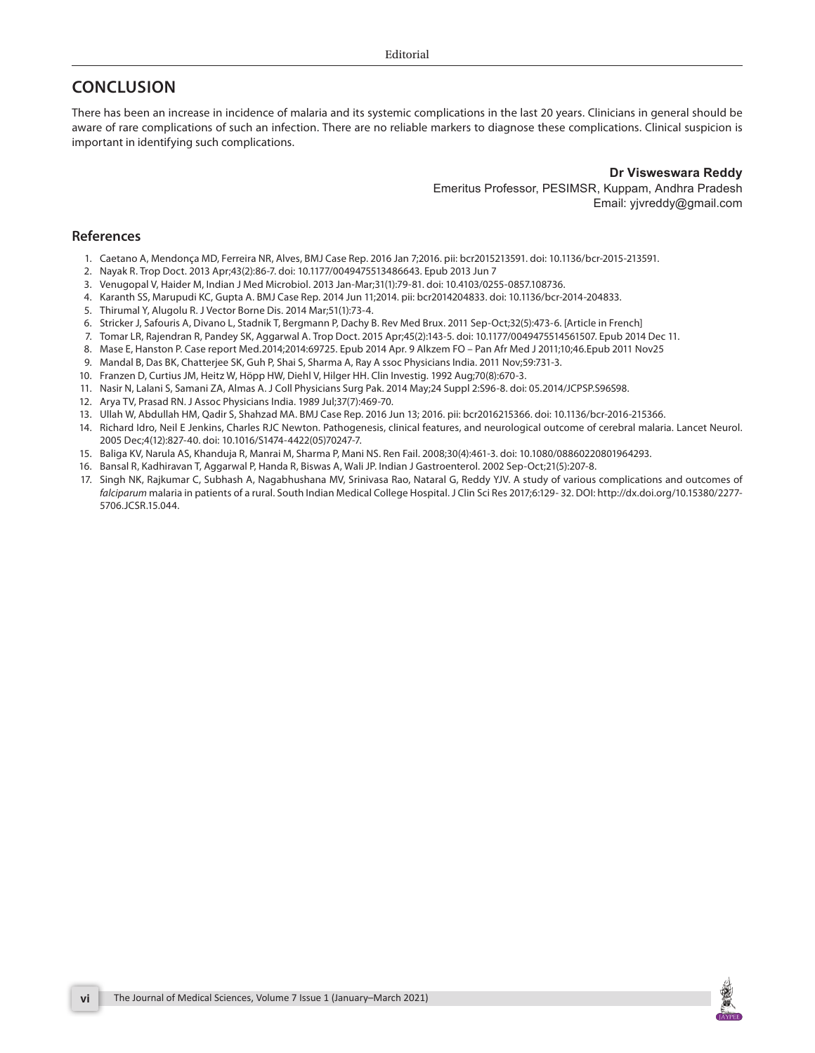## CONCLUSION

There has been an increase in incidence of malaria and its systemic complications in the last 20 years. Clinicians in general should be aware of rare complications of such an infection. There are no reliable markers to diagnose these complications. Clinical suspicion is important in identifying such complications.

**Dr Visweswara Reddy**
Emeritus Professor, PESIMSR, Kuppam, Andhra Pradesh
Email: yjvreddy@gmail.com

## References

1. Caetano A, Mendonça MD, Ferreira NR, Alves, BMJ Case Rep. 2016 Jan 7;2016. pii: bcr2015213591. doi: 10.1136/bcr-2015-213591.
2. Nayak R. Trop Doct. 2013 Apr;43(2):86-7. doi: 10.1177/0049475513486643. Epub 2013 Jun 7
3. Venugopal V, Haider M, Indian J Med Microbiol. 2013 Jan-Mar;31(1):79-81. doi: 10.4103/0255-0857.108736.
4. Karanth SS, Marupudi KC, Gupta A. BMJ Case Rep. 2014 Jun 11;2014. pii: bcr2014204833. doi: 10.1136/bcr-2014-204833.
5. Thirumal Y, Alugolu R. J Vector Borne Dis. 2014 Mar;51(1):73-4.
6. Stricker J, Safouris A, Divano L, Stadnik T, Bergmann P, Dachy B. Rev Med Brux. 2011 Sep-Oct;32(5):473-6. [Article in French]
7. Tomar LR, Rajendran R, Pandey SK, Aggarwal A. Trop Doct. 2015 Apr;45(2):143-5. doi: 10.1177/0049475514561507. Epub 2014 Dec 11.
8. Mase E, Hanston P. Case report Med.2014;2014:69725. Epub 2014 Apr. 9 Alkzem FO – Pan Afr Med J 2011;10;46.Epub 2011 Nov25
9. Mandal B, Das BK, Chatterjee SK, Guh P, Shai S, Sharma A, Ray A ssoc Physicians India. 2011 Nov;59:731-3.
10. Franzen D, Curtius JM, Heitz W, Höpp HW, Diehl V, Hilger HH. Clin Investig. 1992 Aug;70(8):670-3.
11. Nasir N, Lalani S, Samani ZA, Almas A. J Coll Physicians Surg Pak. 2014 May;24 Suppl 2:S96-8. doi: 05.2014/JCPSP.S96S98.
12. Arya TV, Prasad RN. J Assoc Physicians India. 1989 Jul;37(7):469-70.
13. Ullah W, Abdullah HM, Qadir S, Shahzad MA. BMJ Case Rep. 2016 Jun 13; 2016. pii: bcr2016215366. doi: 10.1136/bcr-2016-215366.
14. Richard Idro, Neil E Jenkins, Charles RJC Newton. Pathogenesis, clinical features, and neurological outcome of cerebral malaria. Lancet Neurol. 2005 Dec;4(12):827-40. doi: 10.1016/S1474-4422(05)70247-7.
15. Baliga KV, Narula AS, Khanduja R, Manrai M, Sharma P, Mani NS. Ren Fail. 2008;30(4):461-3. doi: 10.1080/08860220801964293.
16. Bansal R, Kadhiravan T, Aggarwal P, Handa R, Biswas A, Wali JP. Indian J Gastroenterol. 2002 Sep-Oct;21(5):207-8.
17. Singh NK, Rajkumar C, Subhash A, Nagabhushana MV, Srinivasa Rao, Nataral G, Reddy YJV. A study of various complications and outcomes of *falciparum* malaria in patients of a rural. South Indian Medical College Hospital. J Clin Sci Res 2017;6:129- 32. DOI: http://dx.doi.org/10.15380/2277-5706.JCSR.15.044.